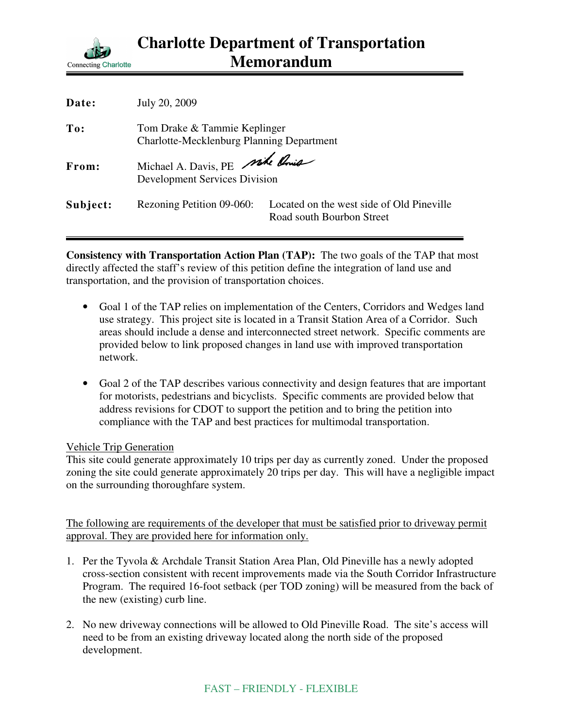Connecting Charlotte

# Charlotte Department of Transportation Memorandum

**Date:** July 20, 2009

**To:** Tom Drake & Tammie Keplinger
Charlotte-Mecklenburg Planning Department

**From:** Michael A. Davis, PE
Development Services Division

**Subject:** Rezoning Petition 09-060: Located on the west side of Old Pineville Road south Bourbon Street

---

**Consistency with Transportation Action Plan (TAP):** The two goals of the TAP that most directly affected the staff's review of this petition define the integration of land use and transportation, and the provision of transportation choices.

- Goal 1 of the TAP relies on implementation of the Centers, Corridors and Wedges land use strategy. This project site is located in a Transit Station Area of a Corridor. Such areas should include a dense and interconnected street network. Specific comments are provided below to link proposed changes in land use with improved transportation network.

- Goal 2 of the TAP describes various connectivity and design features that are important for motorists, pedestrians and bicyclists. Specific comments are provided below that address revisions for CDOT to support the petition and to bring the petition into compliance with the TAP and best practices for multimodal transportation.

<u>Vehicle Trip Generation</u>
This site could generate approximately 10 trips per day as currently zoned. Under the proposed zoning the site could generate approximately 20 trips per day. This will have a negligible impact on the surrounding thoroughfare system.

<u>The following are requirements of the developer that must be satisfied prior to driveway permit approval. They are provided here for information only.</u>

1. Per the Tyvola & Archdale Transit Station Area Plan, Old Pineville has a newly adopted cross-section consistent with recent improvements made via the South Corridor Infrastructure Program. The required 16-foot setback (per TOD zoning) will be measured from the back of the new (existing) curb line.

2. No new driveway connections will be allowed to Old Pineville Road. The site's access will need to be from an existing driveway located along the north side of the proposed development.

FAST – FRIENDLY - FLEXIBLE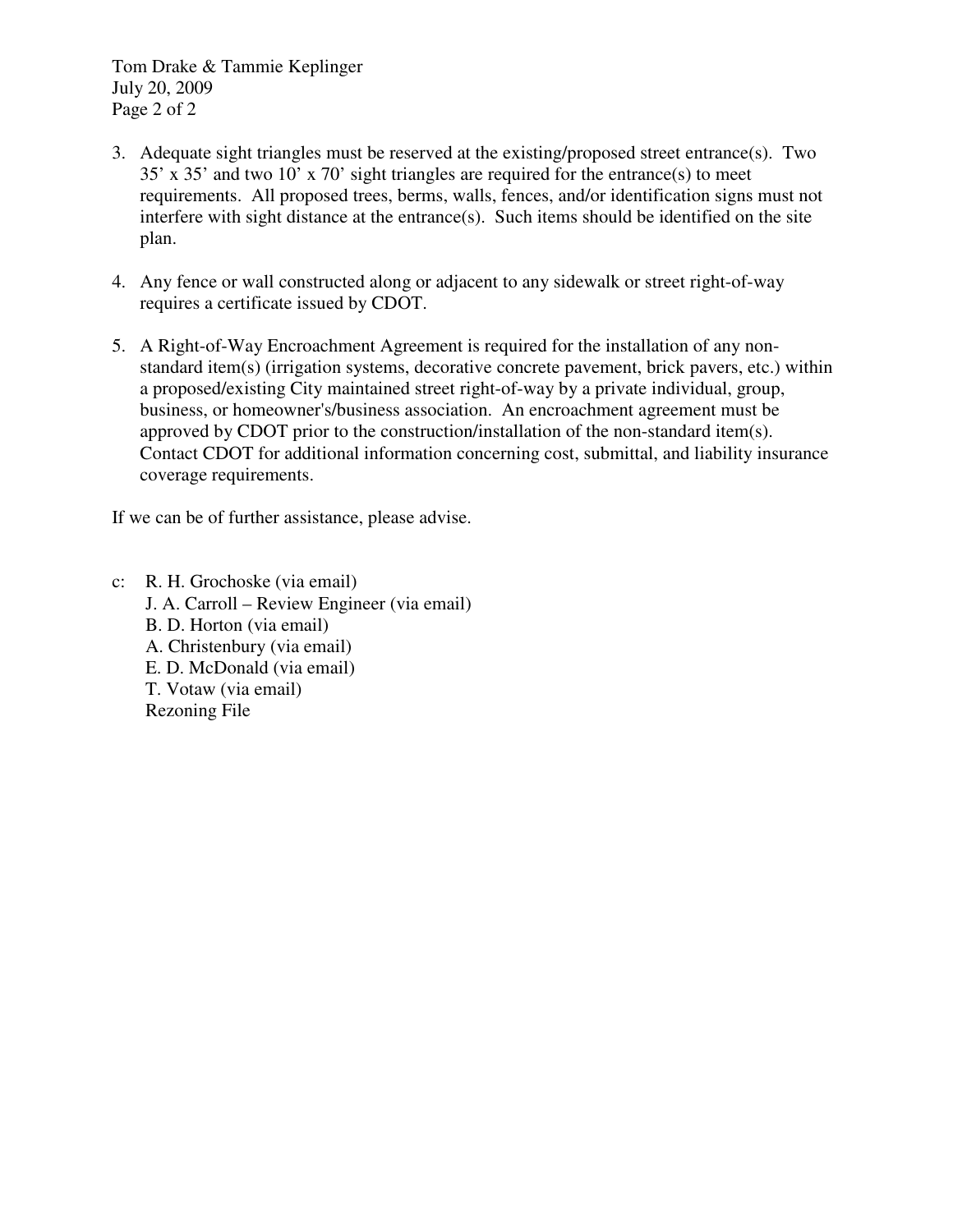3. Adequate sight triangles must be reserved at the existing/proposed street entrance(s). Two 35' x 35' and two 10' x 70' sight triangles are required for the entrance(s) to meet requirements. All proposed trees, berms, walls, fences, and/or identification signs must not interfere with sight distance at the entrance(s). Such items should be identified on the site plan.

4. Any fence or wall constructed along or adjacent to any sidewalk or street right-of-way requires a certificate issued by CDOT.

5. A Right-of-Way Encroachment Agreement is required for the installation of any non-standard item(s) (irrigation systems, decorative concrete pavement, brick pavers, etc.) within a proposed/existing City maintained street right-of-way by a private individual, group, business, or homeowner's/business association. An encroachment agreement must be approved by CDOT prior to the construction/installation of the non-standard item(s). Contact CDOT for additional information concerning cost, submittal, and liability insurance coverage requirements.

If we can be of further assistance, please advise.

c: R. H. Grochoske (via email)
J. A. Carroll – Review Engineer (via email)
B. D. Horton (via email)
A. Christenbury (via email)
E. D. McDonald (via email)
T. Votaw (via email)
Rezoning File